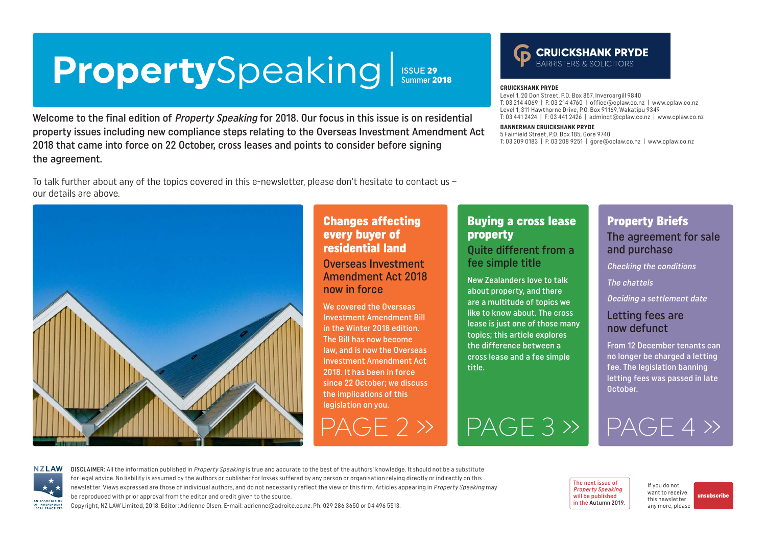# **Property**Speaking

ISSUE **29**
Summer **2018**

**CRUICKSHANK PRYDE**
BARRISTERS & SOLICITORS

**CRUICKSHANK PRYDE**
Level 1, 20 Don Street, P.O. Box 857, Invercargill 9840
T: 03 214 4069 | F: 03 214 4760 | office@cplaw.co.nz | www.cplaw.co.nz
Level 1, 311 Hawthorne Drive, P.O. Box 91169, Wakatipu 9349
T: 03 441 2424 | F: 03 441 2426 | adminqt@cplaw.co.nz | www.cplaw.co.nz

**BANNERMAN CRUICKSHANK PRYDE**
5 Fairfield Street, P.O. Box 185, Gore 9740
T: 03 209 0183 | F: 03 208 9251 | gore@cplaw.co.nz | www.cplaw.co.nz

Welcome to the final edition of *Property Speaking* for 2018. Our focus in this issue is on residential property issues including new compliance steps relating to the Overseas Investment Amendment Act 2018 that came into force on 22 October, cross leases and points to consider before signing the agreement.

To talk further about any of the topics covered in this e-newsletter, please don't hesitate to contact us – our details are above.

## Changes affecting every buyer of residential land

### Overseas Investment Amendment Act 2018 now in force

We covered the Overseas Investment Amendment Bill in the Winter 2018 edition. The Bill has now become law, and is now the Overseas Investment Amendment Act 2018. It has been in force since 22 October; we discuss the implications of this legislation on you.

PAGE 2 »

## Buying a cross lease property

### Quite different from a fee simple title

New Zealanders love to talk about property, and there are a multitude of topics we like to know about. The cross lease is just one of those many topics; this article explores the difference between a cross lease and a fee simple title.

PAGE 3 »

## Property Briefs

### The agreement for sale and purchase

*Checking the conditions*

*The chattels*

*Deciding a settlement date*

### Letting fees are now defunct

From 12 December tenants can no longer be charged a letting fee. The legislation banning letting fees was passed in late October.

PAGE 4 »

NZLAW
AN ASSOCIATION OF INDEPENDENT LEGAL PRACTICES

DISCLAIMER: All the information published in *Property Speaking* is true and accurate to the best of the authors' knowledge. It should not be a substitute for legal advice. No liability is assumed by the authors or publisher for losses suffered by any person or organisation relying directly or indirectly on this newsletter. Views expressed are those of individual authors, and do not necessarily reflect the view of this firm. Articles appearing in *Property Speaking* may be reproduced with prior approval from the editor and credit given to the source.
Copyright, NZ LAW Limited, 2018. Editor: Adrienne Olsen. E-mail: adrienne@adroite.co.nz. Ph: 029 286 3650 or 04 496 5513.

The next issue of *Property Speaking* will be published in the Autumn 2019.

If you do not want to receive this newsletter any more, please unsubscribe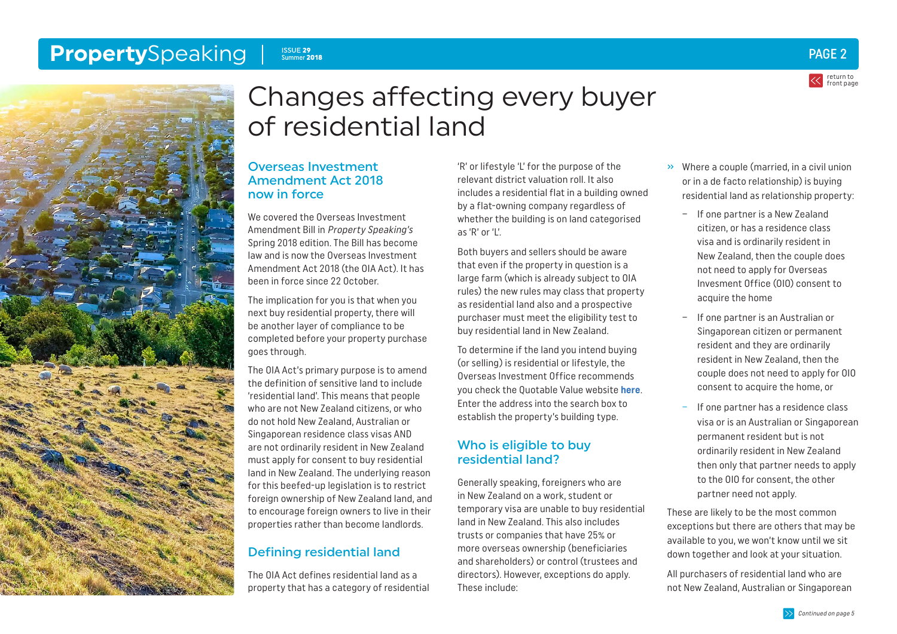# Changes affecting every buyer of residential land

## Overseas Investment Amendment Act 2018 now in force

We covered the Overseas Investment Amendment Bill in *Property Speaking's* Spring 2018 edition. The Bill has become law and is now the Overseas Investment Amendment Act 2018 (the OIA Act). It has been in force since 22 October.

The implication for you is that when you next buy residential property, there will be another layer of compliance to be completed before your property purchase goes through.

The OIA Act's primary purpose is to amend the definition of sensitive land to include 'residential land'. This means that people who are not New Zealand citizens, or who do not hold New Zealand, Australian or Singaporean residence class visas AND are not ordinarily resident in New Zealand must apply for consent to buy residential land in New Zealand. The underlying reason for this beefed-up legislation is to restrict foreign ownership of New Zealand land, and to encourage foreign owners to live in their properties rather than become landlords.

## Defining residential land

The OIA Act defines residential land as a property that has a category of residential 'R' or lifestyle 'L' for the purpose of the relevant district valuation roll. It also includes a residential flat in a building owned by a flat-owning company regardless of whether the building is on land categorised as 'R' or 'L'.

Both buyers and sellers should be aware that even if the property in question is a large farm (which is already subject to OIA rules) the new rules may class that property as residential land also and a prospective purchaser must meet the eligibility test to buy residential land in New Zealand.

To determine if the land you intend buying (or selling) is residential or lifestyle, the Overseas Investment Office recommends you check the Quotable Value website **here**. Enter the address into the search box to establish the property's building type.

## Who is eligible to buy residential land?

Generally speaking, foreigners who are in New Zealand on a work, student or temporary visa are unable to buy residential land in New Zealand. This also includes trusts or companies that have 25% or more overseas ownership (beneficiaries and shareholders) or control (trustees and directors). However, exceptions do apply. These include:

- Where a couple (married, in a civil union or in a de facto relationship) is buying residential land as relationship property:
  - If one partner is a New Zealand citizen, or has a residence class visa and is ordinarily resident in New Zealand, then the couple does not need to apply for Overseas Invesment Office (OIO) consent to acquire the home
  - If one partner is an Australian or Singaporean citizen or permanent resident and they are ordinarily resident in New Zealand, then the couple does not need to apply for OIO consent to acquire the home, or
  - If one partner has a residence class visa or is an Australian or Singaporean permanent resident but is not ordinarily resident in New Zealand then only that partner needs to apply to the OIO for consent, the other partner need not apply.

These are likely to be the most common exceptions but there are others that may be available to you, we won't know until we sit down together and look at your situation.

All purchasers of residential land who are not New Zealand, Australian or Singaporean

*Continued on page 5*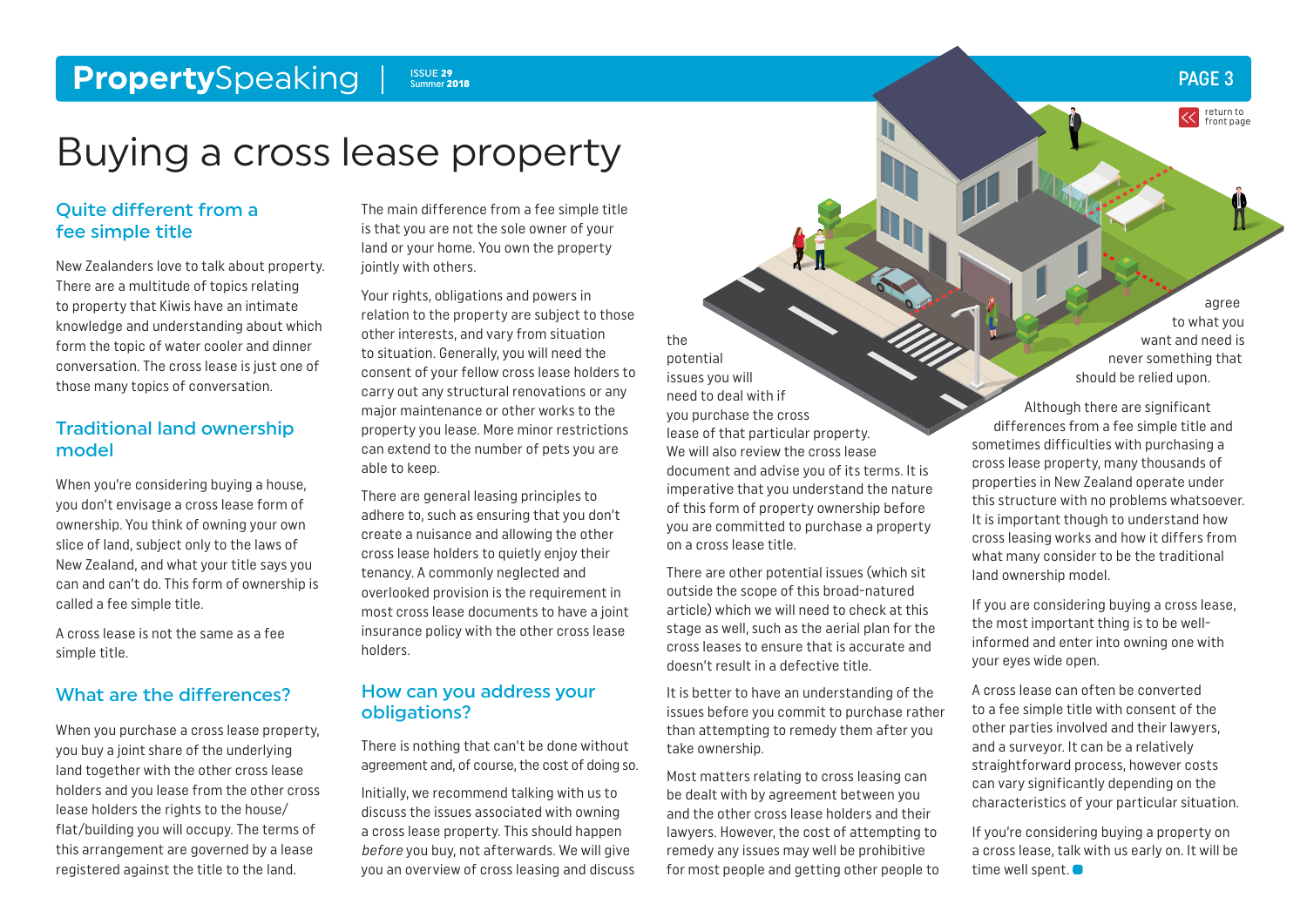// Buying a cross lease property

# Buying a cross lease property

## Quite different from a fee simple title

New Zealanders love to talk about property. There are a multitude of topics relating to property that Kiwis have an intimate knowledge and understanding about which form the topic of water cooler and dinner conversation. The cross lease is just one of those many topics of conversation.

## Traditional land ownership model

When you're considering buying a house, you don't envisage a cross lease form of ownership. You think of owning your own slice of land, subject only to the laws of New Zealand, and what your title says you can and can't do. This form of ownership is called a fee simple title.

A cross lease is not the same as a fee simple title.

## What are the differences?

When you purchase a cross lease property, you buy a joint share of the underlying land together with the other cross lease holders and you lease from the other cross lease holders the rights to the house/flat/building you will occupy. The terms of this arrangement are governed by a lease registered against the title to the land.

The main difference from a fee simple title is that you are not the sole owner of your land or your home. You own the property jointly with others.

Your rights, obligations and powers in relation to the property are subject to those other interests, and vary from situation to situation. Generally, you will need the consent of your fellow cross lease holders to carry out any structural renovations or any major maintenance or other works to the property you lease. More minor restrictions can extend to the number of pets you are able to keep.

There are general leasing principles to adhere to, such as ensuring that you don't create a nuisance and allowing the other cross lease holders to quietly enjoy their tenancy. A commonly neglected and overlooked provision is the requirement in most cross lease documents to have a joint insurance policy with the other cross lease holders.

## How can you address your obligations?

There is nothing that can't be done without agreement and, of course, the cost of doing so.

Initially, we recommend talking with us to discuss the issues associated with owning a cross lease property. This should happen *before* you buy, not afterwards. We will give you an overview of cross leasing and discuss the potential issues you will need to deal with if you purchase the cross lease of that particular property. We will also review the cross lease document and advise you of its terms. It is imperative that you understand the nature of this form of property ownership before you are committed to purchase a property on a cross lease title.

There are other potential issues (which sit outside the scope of this broad-natured article) which we will need to check at this stage as well, such as the aerial plan for the cross leases to ensure that is accurate and doesn't result in a defective title.

It is better to have an understanding of the issues before you commit to purchase rather than attempting to remedy them after you take ownership.

Most matters relating to cross leasing can be dealt with by agreement between you and the other cross lease holders and their lawyers. However, the cost of attempting to remedy any issues may well be prohibitive for most people and getting other people to agree to what you want and need is never something that should be relied upon.

Although there are significant differences from a fee simple title and sometimes difficulties with purchasing a cross lease property, many thousands of properties in New Zealand operate under this structure with no problems whatsoever. It is important though to understand how cross leasing works and how it differs from what many consider to be the traditional land ownership model.

If you are considering buying a cross lease, the most important thing is to be well-informed and enter into owning one with your eyes wide open.

A cross lease can often be converted to a fee simple title with consent of the other parties involved and their lawyers, and a surveyor. It can be a relatively straightforward process, however costs can vary significantly depending on the characteristics of your particular situation.

If you're considering buying a property on a cross lease, talk with us early on. It will be time well spent.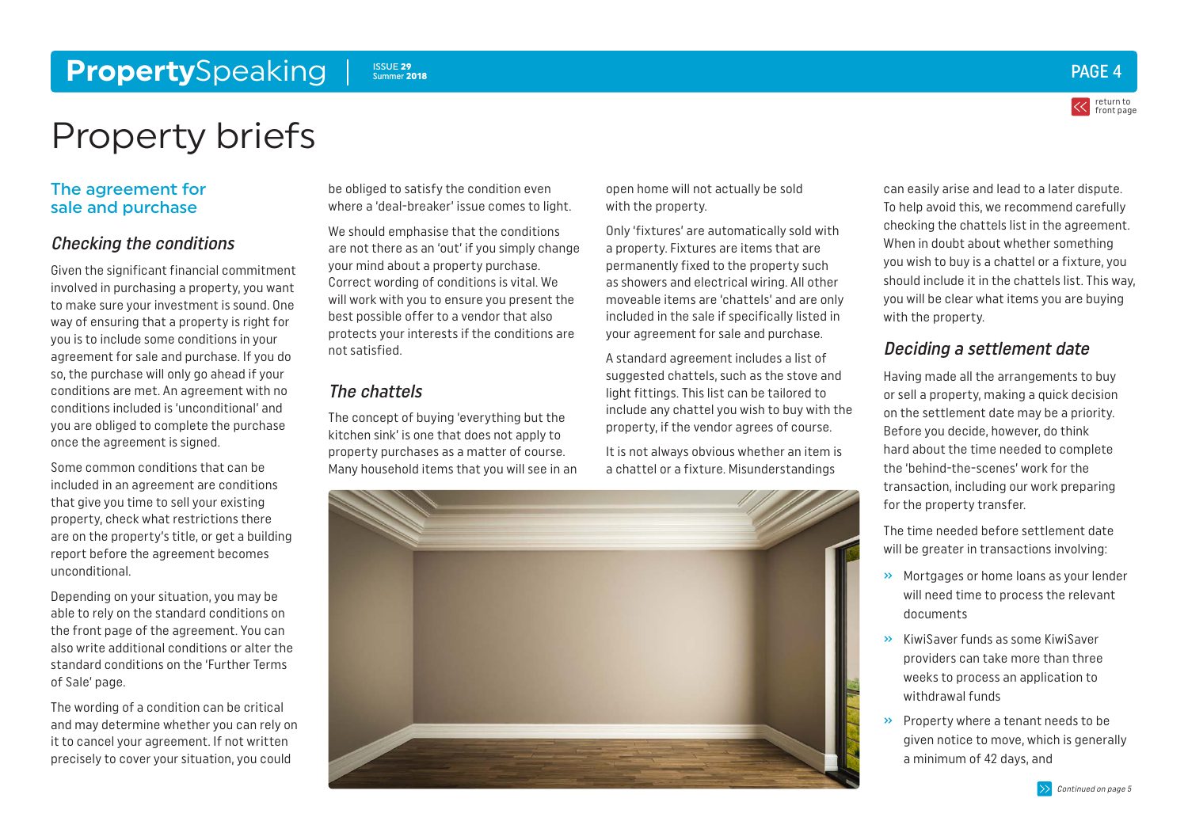# Property briefs

## The agreement for sale and purchase

### *Checking the conditions*

Given the significant financial commitment involved in purchasing a property, you want to make sure your investment is sound. One way of ensuring that a property is right for you is to include some conditions in your agreement for sale and purchase. If you do so, the purchase will only go ahead if your conditions are met. An agreement with no conditions included is 'unconditional' and you are obliged to complete the purchase once the agreement is signed.

Some common conditions that can be included in an agreement are conditions that give you time to sell your existing property, check what restrictions there are on the property's title, or get a building report before the agreement becomes unconditional.

Depending on your situation, you may be able to rely on the standard conditions on the front page of the agreement. You can also write additional conditions or alter the standard conditions on the 'Further Terms of Sale' page.

The wording of a condition can be critical and may determine whether you can rely on it to cancel your agreement. If not written precisely to cover your situation, you could be obliged to satisfy the condition even where a 'deal-breaker' issue comes to light.

We should emphasise that the conditions are not there as an 'out' if you simply change your mind about a property purchase. Correct wording of conditions is vital. We will work with you to ensure you present the best possible offer to a vendor that also protects your interests if the conditions are not satisfied.

### *The chattels*

The concept of buying 'everything but the kitchen sink' is one that does not apply to property purchases as a matter of course. Many household items that you will see in an open home will not actually be sold with the property.

Only 'fixtures' are automatically sold with a property. Fixtures are items that are permanently fixed to the property such as showers and electrical wiring. All other moveable items are 'chattels' and are only included in the sale if specifically listed in your agreement for sale and purchase.

A standard agreement includes a list of suggested chattels, such as the stove and light fittings. This list can be tailored to include any chattel you wish to buy with the property, if the vendor agrees of course.

It is not always obvious whether an item is a chattel or a fixture. Misunderstandings can easily arise and lead to a later dispute. To help avoid this, we recommend carefully checking the chattels list in the agreement. When in doubt about whether something you wish to buy is a chattel or a fixture, you should include it in the chattels list. This way, you will be clear what items you are buying with the property.

### *Deciding a settlement date*

Having made all the arrangements to buy or sell a property, making a quick decision on the settlement date may be a priority. Before you decide, however, do think hard about the time needed to complete the 'behind-the-scenes' work for the transaction, including our work preparing for the property transfer.

The time needed before settlement date will be greater in transactions involving:

- Mortgages or home loans as your lender will need time to process the relevant documents
- KiwiSaver funds as some KiwiSaver providers can take more than three weeks to process an application to withdrawal funds
- Property where a tenant needs to be given notice to move, which is generally a minimum of 42 days, and

*Continued on page 5*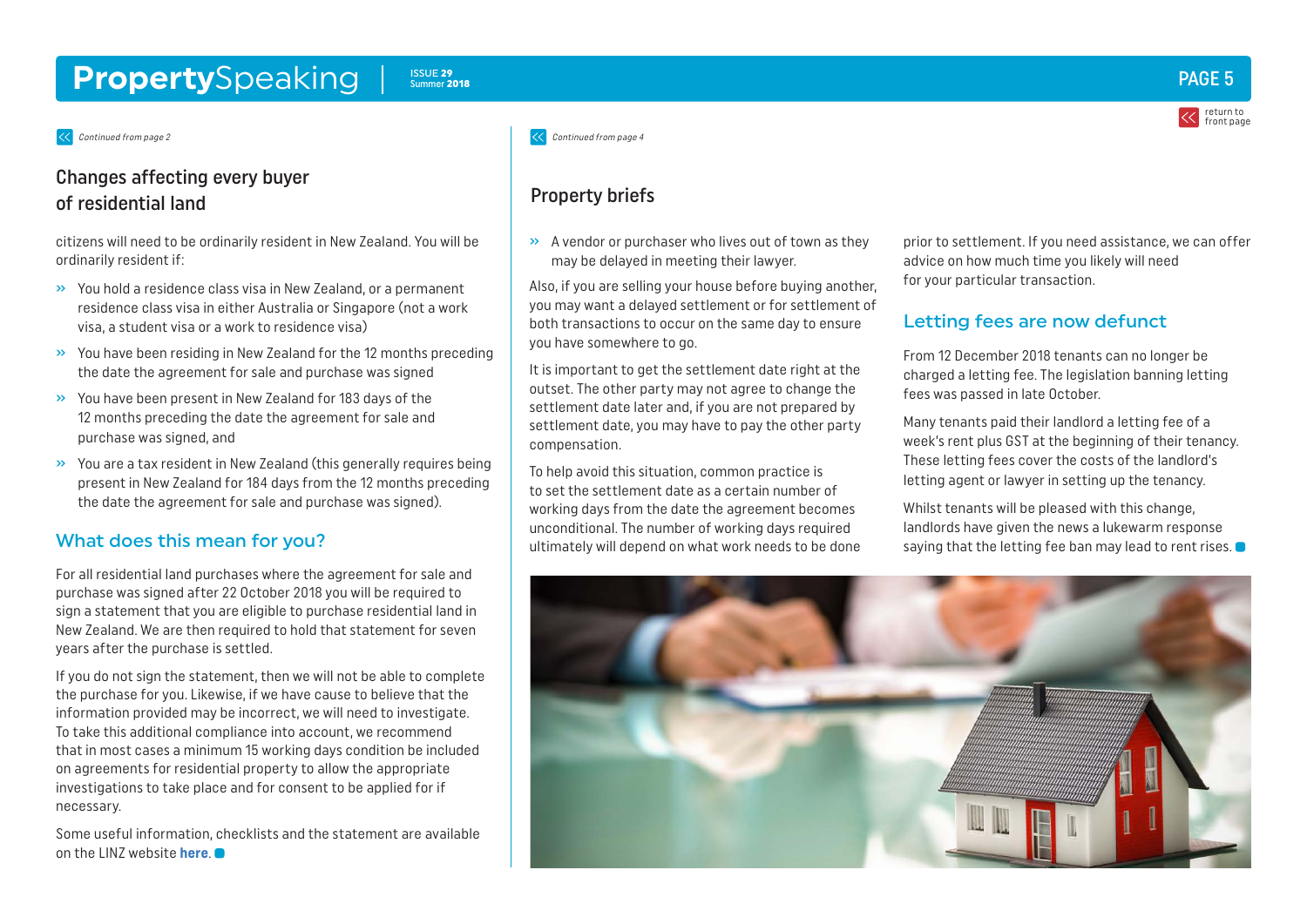*Continued from page 2*

## Changes affecting every buyer of residential land

citizens will need to be ordinarily resident in New Zealand. You will be ordinarily resident if:

- You hold a residence class visa in New Zealand, or a permanent residence class visa in either Australia or Singapore (not a work visa, a student visa or a work to residence visa)
- You have been residing in New Zealand for the 12 months preceding the date the agreement for sale and purchase was signed
- You have been present in New Zealand for 183 days of the 12 months preceding the date the agreement for sale and purchase was signed, and
- You are a tax resident in New Zealand (this generally requires being present in New Zealand for 184 days from the 12 months preceding the date the agreement for sale and purchase was signed).

### What does this mean for you?

For all residential land purchases where the agreement for sale and purchase was signed after 22 October 2018 you will be required to sign a statement that you are eligible to purchase residential land in New Zealand. We are then required to hold that statement for seven years after the purchase is settled.

If you do not sign the statement, then we will not be able to complete the purchase for you. Likewise, if we have cause to believe that the information provided may be incorrect, we will need to investigate. To take this additional compliance into account, we recommend that in most cases a minimum 15 working days condition be included on agreements for residential property to allow the appropriate investigations to take place and for consent to be applied for if necessary.

Some useful information, checklists and the statement are available on the LINZ website **here**.

*Continued from page 4*

## Property briefs

- A vendor or purchaser who lives out of town as they may be delayed in meeting their lawyer.

Also, if you are selling your house before buying another, you may want a delayed settlement or for settlement of both transactions to occur on the same day to ensure you have somewhere to go.

It is important to get the settlement date right at the outset. The other party may not agree to change the settlement date later and, if you are not prepared by settlement date, you may have to pay the other party compensation.

To help avoid this situation, common practice is to set the settlement date as a certain number of working days from the date the agreement becomes unconditional. The number of working days required ultimately will depend on what work needs to be done prior to settlement. If you need assistance, we can offer advice on how much time you likely will need for your particular transaction.

### Letting fees are now defunct

From 12 December 2018 tenants can no longer be charged a letting fee. The legislation banning letting fees was passed in late October.

Many tenants paid their landlord a letting fee of a week's rent plus GST at the beginning of their tenancy. These letting fees cover the costs of the landlord's letting agent or lawyer in setting up the tenancy.

Whilst tenants will be pleased with this change, landlords have given the news a lukewarm response saying that the letting fee ban may lead to rent rises.